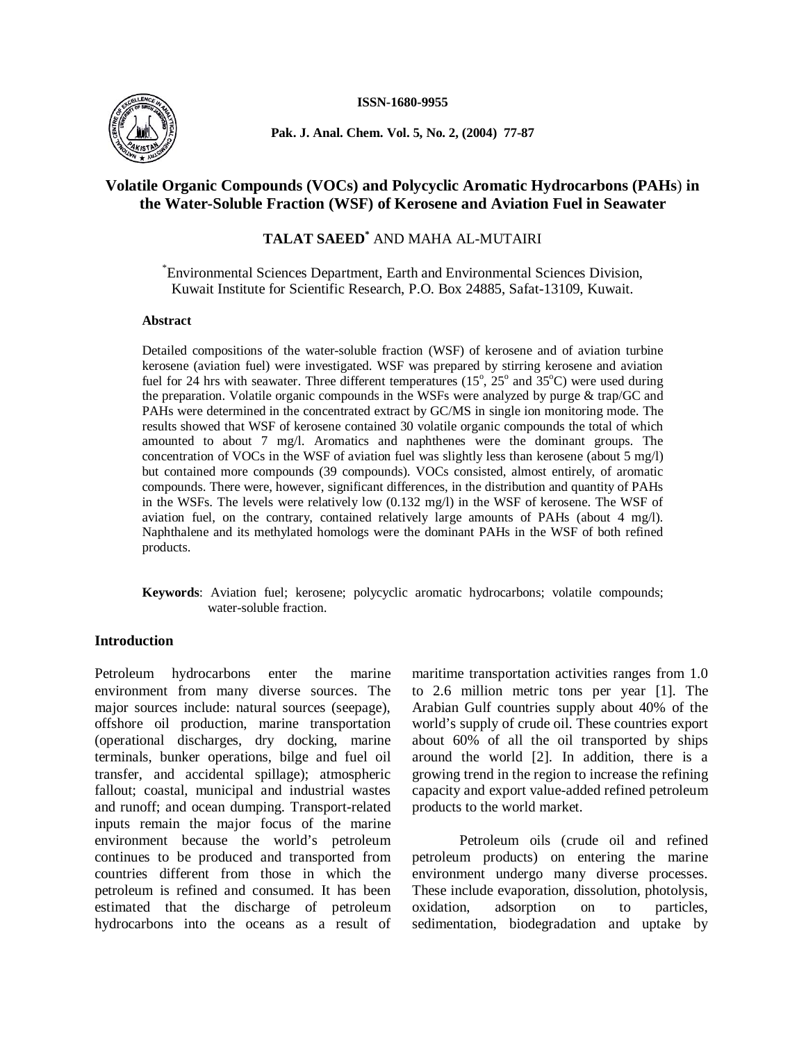ISSN-1680-9955

Pak. J. Anal. Chem. Vol. 5, No. 2, (2004) 77-87

# Volatile Organic Compounds (VOCs) and Polycyclic Aromatic Hydrocarbons (PAHs) in the Water-Soluble Fraction (WSF) of Kerosene and Aviation Fuel in Seawater

**TALAT SAEED[*]** AND MAHA AL-MUTAIRI

[*]Environmental Sciences Department, Earth and Environmental Sciences Division, Kuwait Institute for Scientific Research, P.O. Box 24885, Safat-13109, Kuwait.

### Abstract

Detailed compositions of the water-soluble fraction (WSF) of kerosene and of aviation turbine kerosene (aviation fuel) were investigated. WSF was prepared by stirring kerosene and aviation fuel for 24 hrs with seawater. Three different temperatures ($15^o$, $25^o$ and $35^oC$) were used during the preparation. Volatile organic compounds in the WSFs were analyzed by purge & trap/GC and PAHs were determined in the concentrated extract by GC/MS in single ion monitoring mode. The results showed that WSF of kerosene contained 30 volatile organic compounds the total of which amounted to about 7 mg/l. Aromatics and naphthenes were the dominant groups. The concentration of VOCs in the WSF of aviation fuel was slightly less than kerosene (about 5 mg/l) but contained more compounds (39 compounds). VOCs consisted, almost entirely, of aromatic compounds. There were, however, significant differences, in the distribution and quantity of PAHs in the WSFs. The levels were relatively low (0.132 mg/l) in the WSF of kerosene. The WSF of aviation fuel, on the contrary, contained relatively large amounts of PAHs (about 4 mg/l). Naphthalene and its methylated homologs were the dominant PAHs in the WSF of both refined products.

**Keywords**: Aviation fuel; kerosene; polycyclic aromatic hydrocarbons; volatile compounds; water-soluble fraction.

## Introduction

Petroleum hydrocarbons enter the marine environment from many diverse sources. The major sources include: natural sources (seepage), offshore oil production, marine transportation (operational discharges, dry docking, marine terminals, bunker operations, bilge and fuel oil transfer, and accidental spillage); atmospheric fallout; coastal, municipal and industrial wastes and runoff; and ocean dumping. Transport-related inputs remain the major focus of the marine environment because the world's petroleum continues to be produced and transported from countries different from those in which the petroleum is refined and consumed. It has been estimated that the discharge of petroleum hydrocarbons into the oceans as a result of maritime transportation activities ranges from 1.0 to 2.6 million metric tons per year [1]. The Arabian Gulf countries supply about 40% of the world's supply of crude oil. These countries export about 60% of all the oil transported by ships around the world [2]. In addition, there is a growing trend in the region to increase the refining capacity and export value-added refined petroleum products to the world market.

Petroleum oils (crude oil and refined petroleum products) on entering the marine environment undergo many diverse processes. These include evaporation, dissolution, photolysis, oxidation, adsorption on to particles, sedimentation, biodegradation and uptake by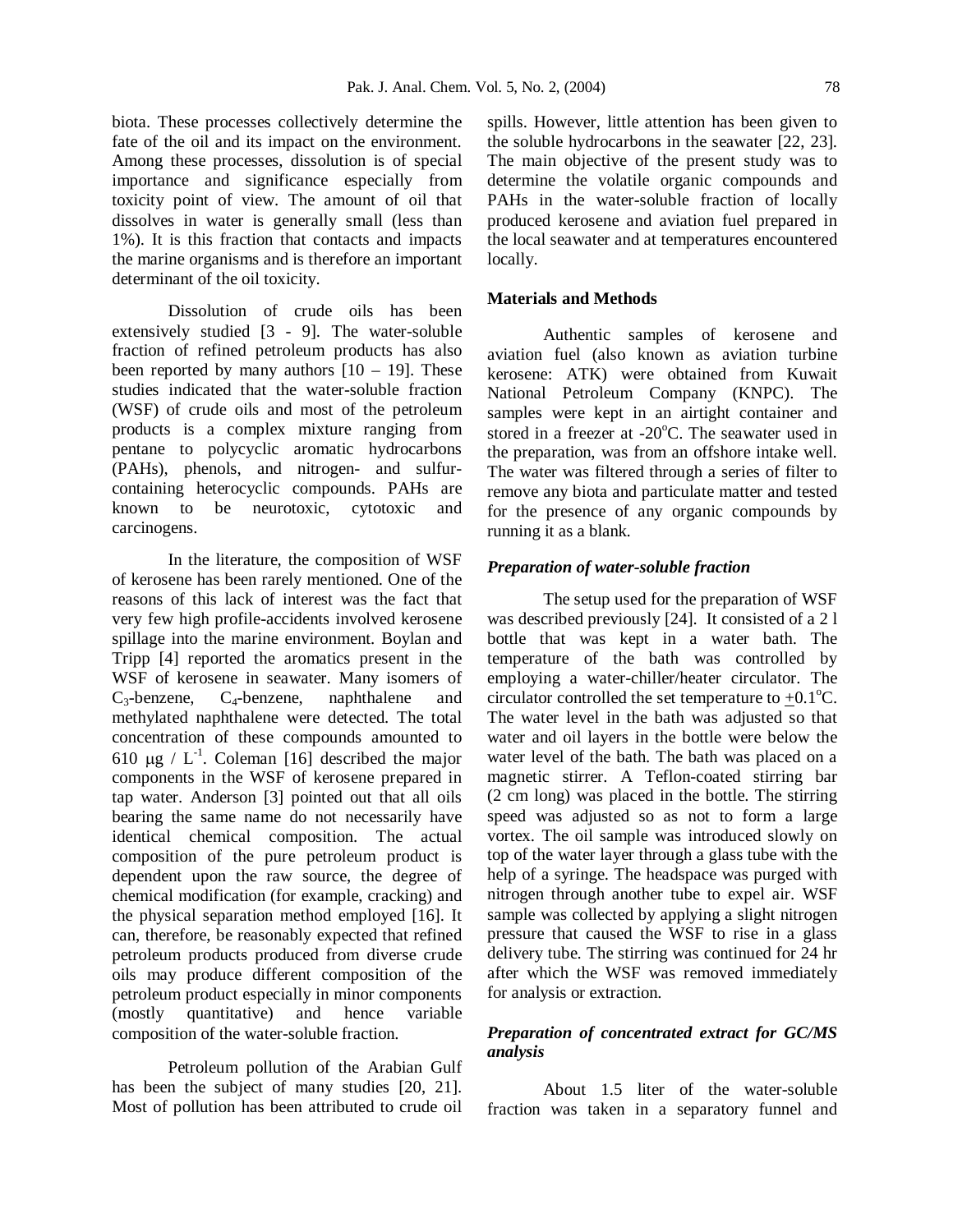biota. These processes collectively determine the fate of the oil and its impact on the environment. Among these processes, dissolution is of special importance and significance especially from toxicity point of view. The amount of oil that dissolves in water is generally small (less than 1%). It is this fraction that contacts and impacts the marine organisms and is therefore an important determinant of the oil toxicity.

Dissolution of crude oils has been extensively studied [3 - 9]. The water-soluble fraction of refined petroleum products has also been reported by many authors [10 – 19]. These studies indicated that the water-soluble fraction (WSF) of crude oils and most of the petroleum products is a complex mixture ranging from pentane to polycyclic aromatic hydrocarbons (PAHs), phenols, and nitrogen- and sulfur-containing heterocyclic compounds. PAHs are known to be neurotoxic, cytotoxic and carcinogens.

In the literature, the composition of WSF of kerosene has been rarely mentioned. One of the reasons of this lack of interest was the fact that very few high profile-accidents involved kerosene spillage into the marine environment. Boylan and Tripp [4] reported the aromatics present in the WSF of kerosene in seawater. Many isomers of $C_3$-benzene, $C_4$-benzene, naphthalene and methylated naphthalene were detected. The total concentration of these compounds amounted to 610 $\mu g$ / $L^{-1}$. Coleman [16] described the major components in the WSF of kerosene prepared in tap water. Anderson [3] pointed out that all oils bearing the same name do not necessarily have identical chemical composition. The actual composition of the pure petroleum product is dependent upon the raw source, the degree of chemical modification (for example, cracking) and the physical separation method employed [16]. It can, therefore, be reasonably expected that refined petroleum products produced from diverse crude oils may produce different composition of the petroleum product especially in minor components (mostly quantitative) and hence variable composition of the water-soluble fraction.

Petroleum pollution of the Arabian Gulf has been the subject of many studies [20, 21]. Most of pollution has been attributed to crude oil spills. However, little attention has been given to the soluble hydrocarbons in the seawater [22, 23]. The main objective of the present study was to determine the volatile organic compounds and PAHs in the water-soluble fraction of locally produced kerosene and aviation fuel prepared in the local seawater and at temperatures encountered locally.

## Materials and Methods

Authentic samples of kerosene and aviation fuel (also known as aviation turbine kerosene: ATK) were obtained from Kuwait National Petroleum Company (KNPC). The samples were kept in an airtight container and stored in a freezer at -20°C. The seawater used in the preparation, was from an offshore intake well. The water was filtered through a series of filter to remove any biota and particulate matter and tested for the presence of any organic compounds by running it as a blank.

### *Preparation of water-soluble fraction*

The setup used for the preparation of WSF was described previously [24]. It consisted of a 2 l bottle that was kept in a water bath. The temperature of the bath was controlled by employing a water-chiller/heater circulator. The circulator controlled the set temperature to $\pm$0.1°C. The water level in the bath was adjusted so that water and oil layers in the bottle were below the water level of the bath. The bath was placed on a magnetic stirrer. A Teflon-coated stirring bar (2 cm long) was placed in the bottle. The stirring speed was adjusted so as not to form a large vortex. The oil sample was introduced slowly on top of the water layer through a glass tube with the help of a syringe. The headspace was purged with nitrogen through another tube to expel air. WSF sample was collected by applying a slight nitrogen pressure that caused the WSF to rise in a glass delivery tube. The stirring was continued for 24 hr after which the WSF was removed immediately for analysis or extraction.

### *Preparation of concentrated extract for GC/MS analysis*

About 1.5 liter of the water-soluble fraction was taken in a separatory funnel and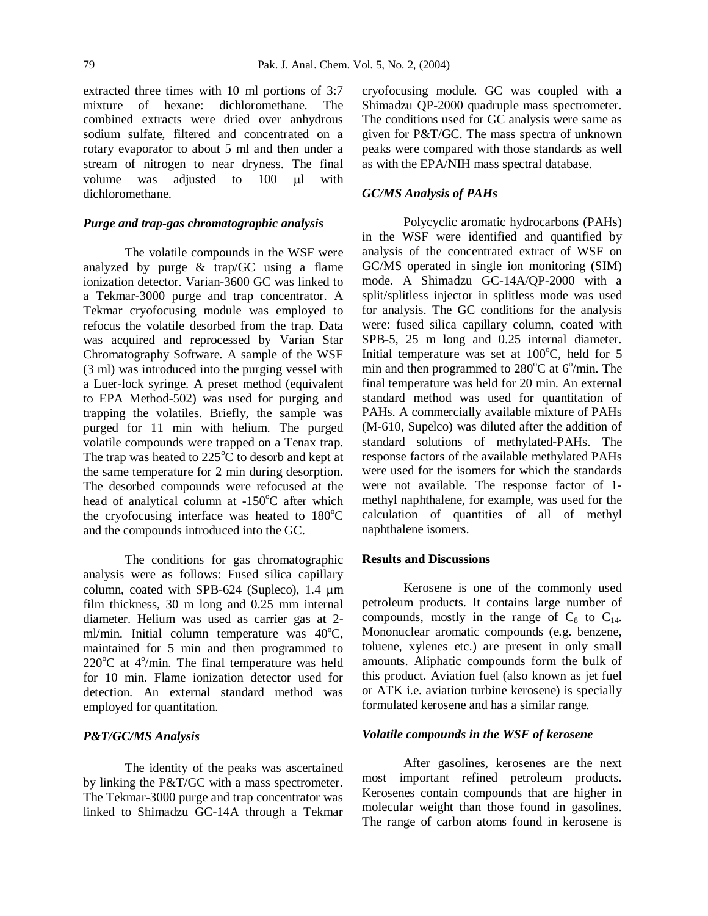extracted three times with 10 ml portions of 3:7 mixture of hexane: dichloromethane. The combined extracts were dried over anhydrous sodium sulfate, filtered and concentrated on a rotary evaporator to about 5 ml and then under a stream of nitrogen to near dryness. The final volume was adjusted to 100 μl with dichloromethane.

### *Purge and trap-gas chromatographic analysis*

The volatile compounds in the WSF were analyzed by purge & trap/GC using a flame ionization detector. Varian-3600 GC was linked to a Tekmar-3000 purge and trap concentrator. A Tekmar cryofocusing module was employed to refocus the volatile desorbed from the trap. Data was acquired and reprocessed by Varian Star Chromatography Software. A sample of the WSF (3 ml) was introduced into the purging vessel with a Luer-lock syringe. A preset method (equivalent to EPA Method-502) was used for purging and trapping the volatiles. Briefly, the sample was purged for 11 min with helium. The purged volatile compounds were trapped on a Tenax trap. The trap was heated to 225$^o$C to desorb and kept at the same temperature for 2 min during desorption. The desorbed compounds were refocused at the head of analytical column at -150$^o$C after which the cryofocusing interface was heated to 180$^o$C and the compounds introduced into the GC.

The conditions for gas chromatographic analysis were as follows: Fused silica capillary column, coated with SPB-624 (Supleco), 1.4 μm film thickness, 30 m long and 0.25 mm internal diameter. Helium was used as carrier gas at 2-ml/min. Initial column temperature was 40$^o$C, maintained for 5 min and then programmed to 220$^o$C at 4$^o$/min. The final temperature was held for 10 min. Flame ionization detector used for detection. An external standard method was employed for quantitation.

### *P&T/GC/MS Analysis*

The identity of the peaks was ascertained by linking the P&T/GC with a mass spectrometer. The Tekmar-3000 purge and trap concentrator was linked to Shimadzu GC-14A through a Tekmar cryofocusing module. GC was coupled with a Shimadzu QP-2000 quadruple mass spectrometer. The conditions used for GC analysis were same as given for P&T/GC. The mass spectra of unknown peaks were compared with those standards as well as with the EPA/NIH mass spectral database.

### *GC/MS Analysis of PAHs*

Polycyclic aromatic hydrocarbons (PAHs) in the WSF were identified and quantified by analysis of the concentrated extract of WSF on GC/MS operated in single ion monitoring (SIM) mode. A Shimadzu GC-14A/QP-2000 with a split/splitless injector in splitless mode was used for analysis. The GC conditions for the analysis were: fused silica capillary column, coated with SPB-5, 25 m long and 0.25 internal diameter. Initial temperature was set at 100$^o$C, held for 5 min and then programmed to 280$^o$C at 6$^o$/min. The final temperature was held for 20 min. An external standard method was used for quantitation of PAHs. A commercially available mixture of PAHs (M-610, Supelco) was diluted after the addition of standard solutions of methylated-PAHs. The response factors of the available methylated PAHs were used for the isomers for which the standards were not available. The response factor of 1-methyl naphthalene, for example, was used for the calculation of quantities of all of methyl naphthalene isomers.

## Results and Discussions

Kerosene is one of the commonly used petroleum products. It contains large number of compounds, mostly in the range of $C_8$ to $C_{14}$. Mononuclear aromatic compounds (e.g. benzene, toluene, xylenes etc.) are present in only small amounts. Aliphatic compounds form the bulk of this product. Aviation fuel (also known as jet fuel or ATK i.e. aviation turbine kerosene) is specially formulated kerosene and has a similar range.

### *Volatile compounds in the WSF of kerosene*

After gasolines, kerosenes are the next most important refined petroleum products. Kerosenes contain compounds that are higher in molecular weight than those found in gasolines. The range of carbon atoms found in kerosene is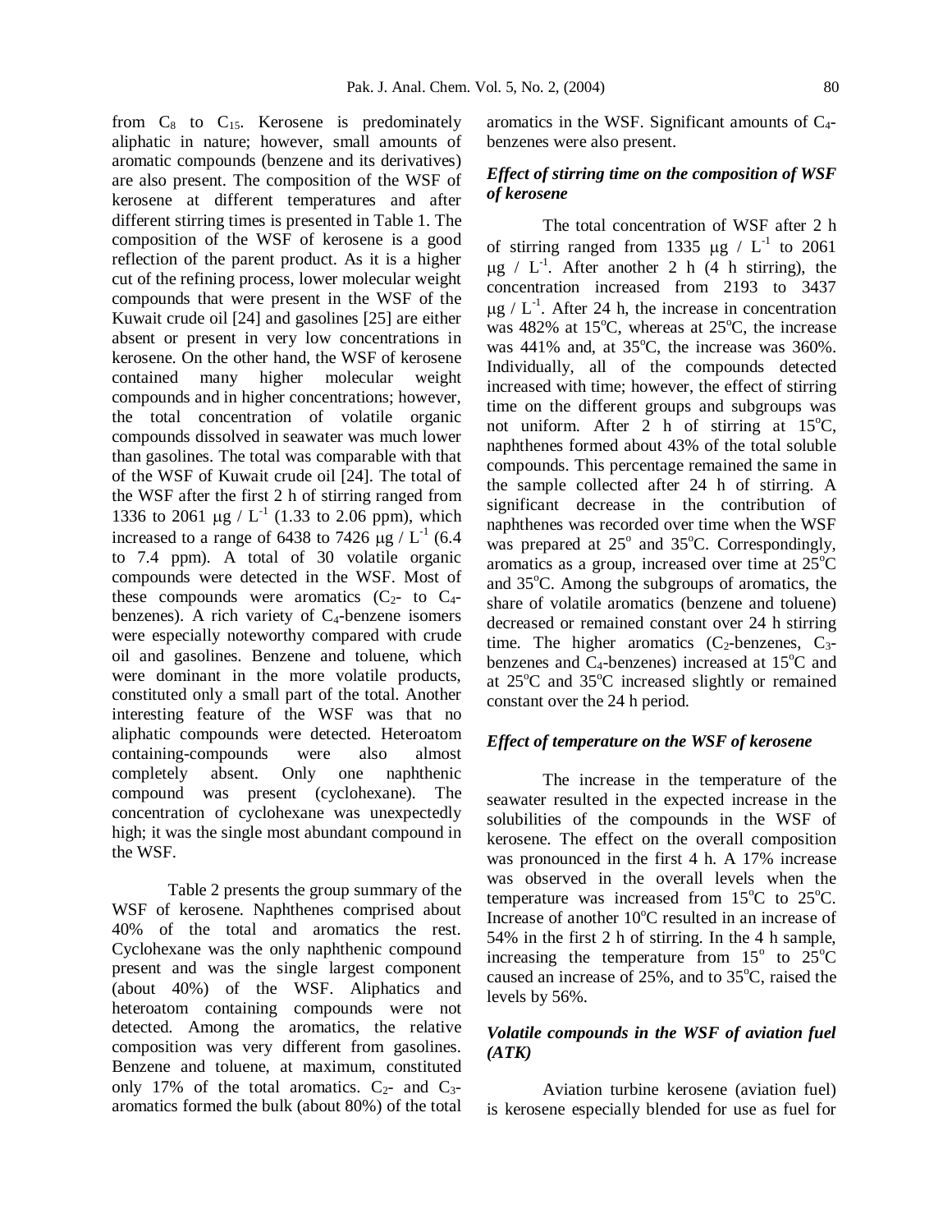from $C_8$ to $C_{15}$. Kerosene is predominately aliphatic in nature; however, small amounts of aromatic compounds (benzene and its derivatives) are also present. The composition of the WSF of kerosene at different temperatures and after different stirring times is presented in Table 1. The composition of the WSF of kerosene is a good reflection of the parent product. As it is a higher cut of the refining process, lower molecular weight compounds that were present in the WSF of the Kuwait crude oil [24] and gasolines [25] are either absent or present in very low concentrations in kerosene. On the other hand, the WSF of kerosene contained many higher molecular weight compounds and in higher concentrations; however, the total concentration of volatile organic compounds dissolved in seawater was much lower than gasolines. The total was comparable with that of the WSF of Kuwait crude oil [24]. The total of the WSF after the first 2 h of stirring ranged from 1336 to 2061 $\mu g$ / $L^{-1}$ (1.33 to 2.06 ppm), which increased to a range of 6438 to 7426 $\mu g$ / $L^{-1}$ (6.4 to 7.4 ppm). A total of 30 volatile organic compounds were detected in the WSF. Most of these compounds were aromatics ($C_2$- to $C_4$-benzenes). A rich variety of $C_4$-benzene isomers were especially noteworthy compared with crude oil and gasolines. Benzene and toluene, which were dominant in the more volatile products, constituted only a small part of the total. Another interesting feature of the WSF was that no aliphatic compounds were detected. Heteroatom containing-compounds were also almost completely absent. Only one naphthenic compound was present (cyclohexane). The concentration of cyclohexane was unexpectedly high; it was the single most abundant compound in the WSF.

Table 2 presents the group summary of the WSF of kerosene. Naphthenes comprised about 40% of the total and aromatics the rest. Cyclohexane was the only naphthenic compound present and was the single largest component (about 40%) of the WSF. Aliphatics and heteroatom containing compounds were not detected. Among the aromatics, the relative composition was very different from gasolines. Benzene and toluene, at maximum, constituted only 17% of the total aromatics. $C_2$- and $C_3$-aromatics formed the bulk (about 80%) of the total aromatics in the WSF. Significant amounts of $C_4$-benzenes were also present.

### *Effect of stirring time on the composition of WSF of kerosene*

The total concentration of WSF after 2 h of stirring ranged from 1335 $\mu g$ / $L^{-1}$ to 2061 $\mu g$ / $L^{-1}$. After another 2 h (4 h stirring), the concentration increased from 2193 to 3437 $\mu g$ / $L^{-1}$. After 24 h, the increase in concentration was 482% at 15°C, whereas at 25°C, the increase was 441% and, at 35°C, the increase was 360%. Individually, all of the compounds detected increased with time; however, the effect of stirring time on the different groups and subgroups was not uniform. After 2 h of stirring at 15°C, naphthenes formed about 43% of the total soluble compounds. This percentage remained the same in the sample collected after 24 h of stirring. A significant decrease in the contribution of naphthenes was recorded over time when the WSF was prepared at 25° and 35°C. Correspondingly, aromatics as a group, increased over time at 25°C and 35°C. Among the subgroups of aromatics, the share of volatile aromatics (benzene and toluene) decreased or remained constant over 24 h stirring time. The higher aromatics ($C_2$-benzenes, $C_3$-benzenes and $C_4$-benzenes) increased at 15°C and at 25°C and 35°C increased slightly or remained constant over the 24 h period.

### *Effect of temperature on the WSF of kerosene*

The increase in the temperature of the seawater resulted in the expected increase in the solubilities of the compounds in the WSF of kerosene. The effect on the overall composition was pronounced in the first 4 h. A 17% increase was observed in the overall levels when the temperature was increased from 15°C to 25°C. Increase of another 10°C resulted in an increase of 54% in the first 2 h of stirring. In the 4 h sample, increasing the temperature from 15° to 25°C caused an increase of 25%, and to 35°C, raised the levels by 56%.

### *Volatile compounds in the WSF of aviation fuel (ATK)*

Aviation turbine kerosene (aviation fuel) is kerosene especially blended for use as fuel for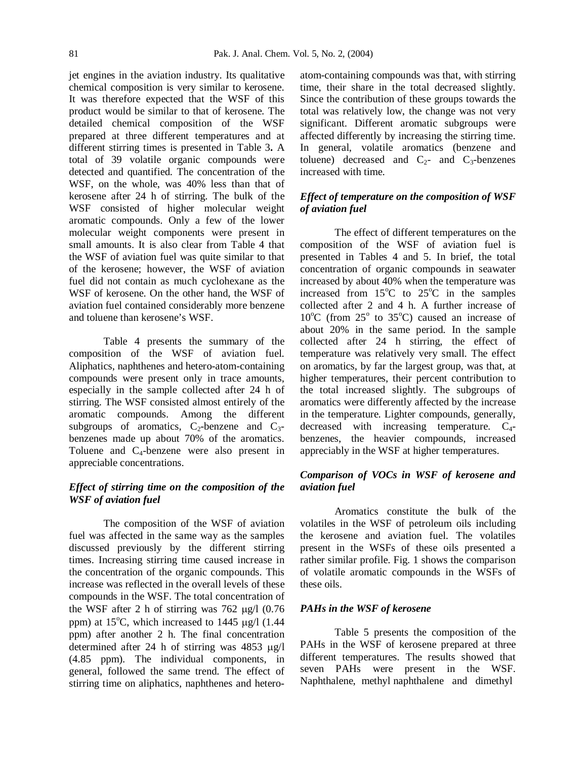jet engines in the aviation industry. Its qualitative chemical composition is very similar to kerosene. It was therefore expected that the WSF of this product would be similar to that of kerosene. The detailed chemical composition of the WSF prepared at three different temperatures and at different stirring times is presented in Table 3**.** A total of 39 volatile organic compounds were detected and quantified. The concentration of the WSF, on the whole, was 40% less than that of kerosene after 24 h of stirring. The bulk of the WSF consisted of higher molecular weight aromatic compounds. Only a few of the lower molecular weight components were present in small amounts. It is also clear from Table 4 that the WSF of aviation fuel was quite similar to that of the kerosene; however, the WSF of aviation fuel did not contain as much cyclohexane as the WSF of kerosene. On the other hand, the WSF of aviation fuel contained considerably more benzene and toluene than kerosene's WSF.

Table 4 presents the summary of the composition of the WSF of aviation fuel. Aliphatics, naphthenes and hetero-atom-containing compounds were present only in trace amounts, especially in the sample collected after 24 h of stirring. The WSF consisted almost entirely of the aromatic compounds. Among the different subgroups of aromatics, $C_2$-benzene and $C_3$-benzenes made up about 70% of the aromatics. Toluene and $C_4$-benzene were also present in appreciable concentrations.

### *Effect of stirring time on the composition of the WSF of aviation fuel*

The composition of the WSF of aviation fuel was affected in the same way as the samples discussed previously by the different stirring times. Increasing stirring time caused increase in the concentration of the organic compounds. This increase was reflected in the overall levels of these compounds in the WSF. The total concentration of the WSF after 2 h of stirring was 762 μg/l (0.76 ppm) at 15$^o$C, which increased to 1445 μg/l (1.44 ppm) after another 2 h. The final concentration determined after 24 h of stirring was 4853 μg/l (4.85 ppm). The individual components, in general, followed the same trend. The effect of stirring time on aliphatics, naphthenes and hetero-atom-containing compounds was that, with stirring time, their share in the total decreased slightly. Since the contribution of these groups towards the total was relatively low, the change was not very significant. Different aromatic subgroups were affected differently by increasing the stirring time. In general, volatile aromatics (benzene and toluene) decreased and $C_2$- and $C_3$-benzenes increased with time.

### *Effect of temperature on the composition of WSF of aviation fuel*

The effect of different temperatures on the composition of the WSF of aviation fuel is presented in Tables 4 and 5. In brief, the total concentration of organic compounds in seawater increased by about 40% when the temperature was increased from 15$^o$C to 25$^o$C in the samples collected after 2 and 4 h. A further increase of 10$^o$C (from 25$^o$ to 35$^o$C) caused an increase of about 20% in the same period. In the sample collected after 24 h stirring, the effect of temperature was relatively very small. The effect on aromatics, by far the largest group, was that, at higher temperatures, their percent contribution to the total increased slightly. The subgroups of aromatics were differently affected by the increase in the temperature. Lighter compounds, generally, decreased with increasing temperature. $C_4$-benzenes, the heavier compounds, increased appreciably in the WSF at higher temperatures.

### *Comparison of VOCs in WSF of kerosene and aviation fuel*

Aromatics constitute the bulk of the volatiles in the WSF of petroleum oils including the kerosene and aviation fuel. The volatiles present in the WSFs of these oils presented a rather similar profile. Fig. 1 shows the comparison of volatile aromatic compounds in the WSFs of these oils.

### *PAHs in the WSF of kerosene*

Table 5 presents the composition of the PAHs in the WSF of kerosene prepared at three different temperatures. The results showed that seven PAHs were present in the WSF. Naphthalene, methyl naphthalene and dimethyl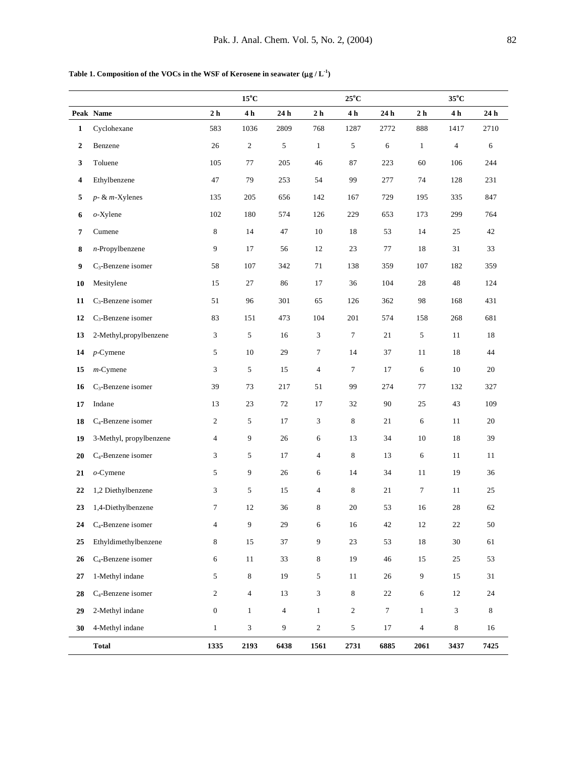**Table 1. Composition of the VOCs in the WSF of Kerosene in seawater (μg / L$^{-1}$)**

| | | 15°C | | | 25°C | | | 35°C | | |
|---|---|---|---|---|---|---|---|---|---|---|
| **Peak** | **Name** | **2 h** | **4 h** | **24 h** | **2 h** | **4 h** | **24 h** | **2 h** | **4 h** | **24 h** |
| **1** | Cyclohexane | 583 | 1036 | 2809 | 768 | 1287 | 2772 | 888 | 1417 | 2710 |
| **2** | Benzene | 26 | 2 | 5 | 1 | 5 | 6 | 1 | 4 | 6 |
| **3** | Toluene | 105 | 77 | 205 | 46 | 87 | 223 | 60 | 106 | 244 |
| **4** | Ethylbenzene | 47 | 79 | 253 | 54 | 99 | 277 | 74 | 128 | 231 |
| **5** | *p*- & *m*-Xylenes | 135 | 205 | 656 | 142 | 167 | 729 | 195 | 335 | 847 |
| **6** | *o*-Xylene | 102 | 180 | 574 | 126 | 229 | 653 | 173 | 299 | 764 |
| **7** | Cumene | 8 | 14 | 47 | 10 | 18 | 53 | 14 | 25 | 42 |
| **8** | *n*-Propylbenzene | 9 | 17 | 56 | 12 | 23 | 77 | 18 | 31 | 33 |
| **9** | $C_3$-Benzene isomer | 58 | 107 | 342 | 71 | 138 | 359 | 107 | 182 | 359 |
| **10** | Mesitylene | 15 | 27 | 86 | 17 | 36 | 104 | 28 | 48 | 124 |
| **11** | $C_3$-Benzene isomer | 51 | 96 | 301 | 65 | 126 | 362 | 98 | 168 | 431 |
| **12** | $C_3$-Benzene isomer | 83 | 151 | 473 | 104 | 201 | 574 | 158 | 268 | 681 |
| **13** | 2-Methyl,propylbenzene | 3 | 5 | 16 | 3 | 7 | 21 | 5 | 11 | 18 |
| **14** | *p*-Cymene | 5 | 10 | 29 | 7 | 14 | 37 | 11 | 18 | 44 |
| **15** | *m*-Cymene | 3 | 5 | 15 | 4 | 7 | 17 | 6 | 10 | 20 |
| **16** | $C_3$-Benzene isomer | 39 | 73 | 217 | 51 | 99 | 274 | 77 | 132 | 327 |
| **17** | Indane | 13 | 23 | 72 | 17 | 32 | 90 | 25 | 43 | 109 |
| **18** | $C_4$-Benzene isomer | 2 | 5 | 17 | 3 | 8 | 21 | 6 | 11 | 20 |
| **19** | 3-Methyl, propylbenzene | 4 | 9 | 26 | 6 | 13 | 34 | 10 | 18 | 39 |
| **20** | $C_4$-Benzene isomer | 3 | 5 | 17 | 4 | 8 | 13 | 6 | 11 | 11 |
| **21** | *o*-Cymene | 5 | 9 | 26 | 6 | 14 | 34 | 11 | 19 | 36 |
| **22** | 1,2 Diethylbenzene | 3 | 5 | 15 | 4 | 8 | 21 | 7 | 11 | 25 |
| **23** | 1,4-Diethylbenzene | 7 | 12 | 36 | 8 | 20 | 53 | 16 | 28 | 62 |
| **24** | $C_4$-Benzene isomer | 4 | 9 | 29 | 6 | 16 | 42 | 12 | 22 | 50 |
| **25** | Ethyldimethylbenzene | 8 | 15 | 37 | 9 | 23 | 53 | 18 | 30 | 61 |
| **26** | $C_4$-Benzene isomer | 6 | 11 | 33 | 8 | 19 | 46 | 15 | 25 | 53 |
| **27** | 1-Methyl indane | 5 | 8 | 19 | 5 | 11 | 26 | 9 | 15 | 31 |
| **28** | $C_4$-Benzene isomer | 2 | 4 | 13 | 3 | 8 | 22 | 6 | 12 | 24 |
| **29** | 2-Methyl indane | 0 | 1 | 4 | 1 | 2 | 7 | 1 | 3 | 8 |
| **30** | 4-Methyl indane | 1 | 3 | 9 | 2 | 5 | 17 | 4 | 8 | 16 |
| | **Total** | **1335** | **2193** | **6438** | **1561** | **2731** | **6885** | **2061** | **3437** | **7425** |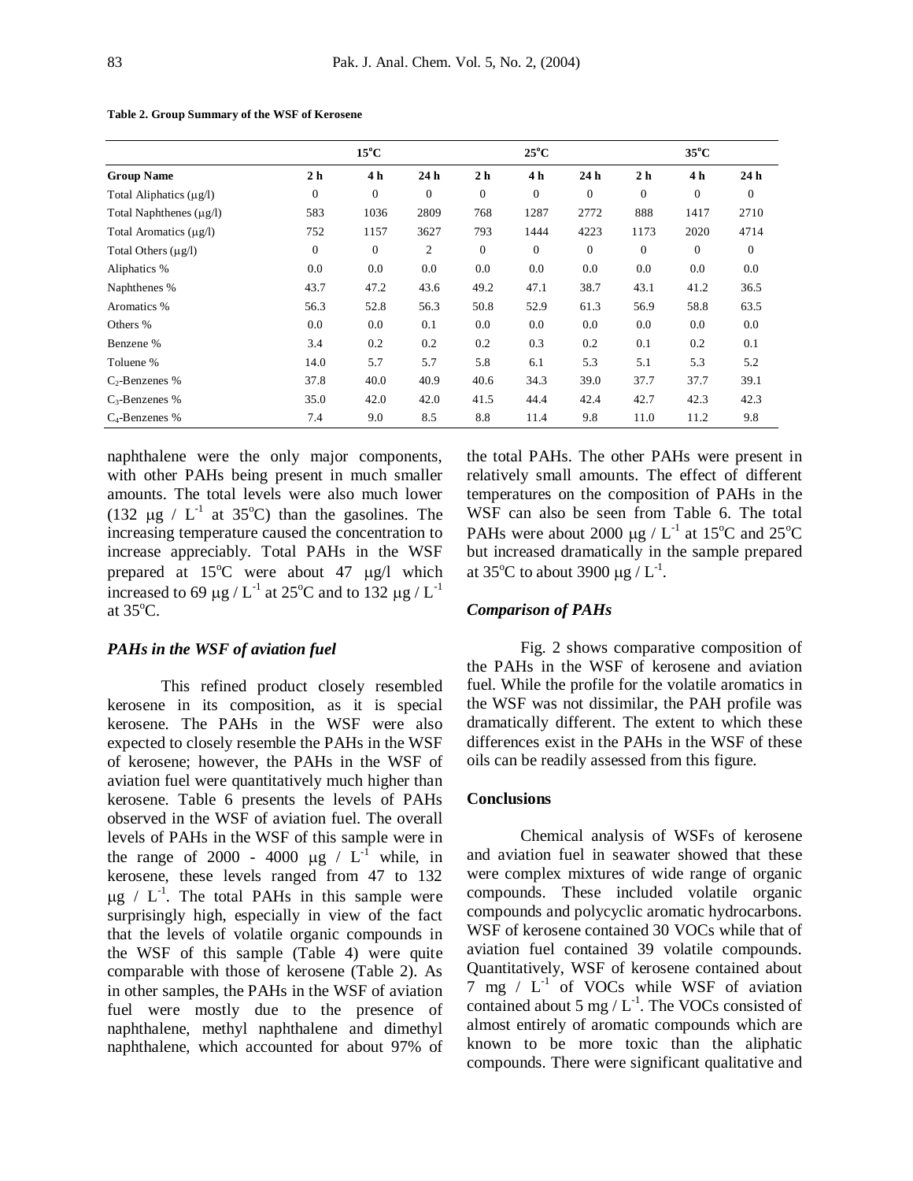**Table 2. Group Summary of the WSF of Kerosene**

| | 15°C | | | 25°C | | | 35°C | | |
|---|---|---|---|---|---|---|---|---|---|
| **Group Name** | **2 h** | **4 h** | **24 h** | **2 h** | **4 h** | **24 h** | **2 h** | **4 h** | **24 h** |
| Total Aliphatics (μg/l) | 0 | 0 | 0 | 0 | 0 | 0 | 0 | 0 | 0 |
| Total Naphthenes (μg/l) | 583 | 1036 | 2809 | 768 | 1287 | 2772 | 888 | 1417 | 2710 |
| Total Aromatics (μg/l) | 752 | 1157 | 3627 | 793 | 1444 | 4223 | 1173 | 2020 | 4714 |
| Total Others (μg/l) | 0 | 0 | 2 | 0 | 0 | 0 | 0 | 0 | 0 |
| Aliphatics % | 0.0 | 0.0 | 0.0 | 0.0 | 0.0 | 0.0 | 0.0 | 0.0 | 0.0 |
| Naphthenes % | 43.7 | 47.2 | 43.6 | 49.2 | 47.1 | 38.7 | 43.1 | 41.2 | 36.5 |
| Aromatics % | 56.3 | 52.8 | 56.3 | 50.8 | 52.9 | 61.3 | 56.9 | 58.8 | 63.5 |
| Others % | 0.0 | 0.0 | 0.1 | 0.0 | 0.0 | 0.0 | 0.0 | 0.0 | 0.0 |
| Benzene % | 3.4 | 0.2 | 0.2 | 0.2 | 0.3 | 0.2 | 0.1 | 0.2 | 0.1 |
| Toluene % | 14.0 | 5.7 | 5.7 | 5.8 | 6.1 | 5.3 | 5.1 | 5.3 | 5.2 |
| $C_2$-Benzenes % | 37.8 | 40.0 | 40.9 | 40.6 | 34.3 | 39.0 | 37.7 | 37.7 | 39.1 |
| $C_3$-Benzenes % | 35.0 | 42.0 | 42.0 | 41.5 | 44.4 | 42.4 | 42.7 | 42.3 | 42.3 |
| $C_4$-Benzenes % | 7.4 | 9.0 | 8.5 | 8.8 | 11.4 | 9.8 | 11.0 | 11.2 | 9.8 |

naphthalene were the only major components, with other PAHs being present in much smaller amounts. The total levels were also much lower (132 μg / $L^{-1}$ at 35°C) than the gasolines. The increasing temperature caused the concentration to increase appreciably. Total PAHs in the WSF prepared at 15°C were about 47 μg/l which increased to 69 μg / $L^{-1}$ at 25°C and to 132 μg / $L^{-1}$ at 35°C.

### *PAHs in the WSF of aviation fuel*

This refined product closely resembled kerosene in its composition, as it is special kerosene. The PAHs in the WSF were also expected to closely resemble the PAHs in the WSF of kerosene; however, the PAHs in the WSF of aviation fuel were quantitatively much higher than kerosene. Table 6 presents the levels of PAHs observed in the WSF of aviation fuel. The overall levels of PAHs in the WSF of this sample were in the range of 2000 - 4000 μg / $L^{-1}$ while, in kerosene, these levels ranged from 47 to 132 μg / $L^{-1}$. The total PAHs in this sample were surprisingly high, especially in view of the fact that the levels of volatile organic compounds in the WSF of this sample (Table 4) were quite comparable with those of kerosene (Table 2). As in other samples, the PAHs in the WSF of aviation fuel were mostly due to the presence of naphthalene, methyl naphthalene and dimethyl naphthalene, which accounted for about 97% of the total PAHs. The other PAHs were present in relatively small amounts. The effect of different temperatures on the composition of PAHs in the WSF can also be seen from Table 6. The total PAHs were about 2000 μg / $L^{-1}$ at 15°C and 25°C but increased dramatically in the sample prepared at 35°C to about 3900 μg / $L^{-1}$.

### *Comparison of PAHs*

Fig. 2 shows comparative composition of the PAHs in the WSF of kerosene and aviation fuel. While the profile for the volatile aromatics in the WSF was not dissimilar, the PAH profile was dramatically different. The extent to which these differences exist in the PAHs in the WSF of these oils can be readily assessed from this figure.

## Conclusions

Chemical analysis of WSFs of kerosene and aviation fuel in seawater showed that these were complex mixtures of wide range of organic compounds. These included volatile organic compounds and polycyclic aromatic hydrocarbons. WSF of kerosene contained 30 VOCs while that of aviation fuel contained 39 volatile compounds. Quantitatively, WSF of kerosene contained about 7 mg / $L^{-1}$ of VOCs while WSF of aviation contained about 5 mg / $L^{-1}$. The VOCs consisted of almost entirely of aromatic compounds which are known to be more toxic than the aliphatic compounds. There were significant qualitative and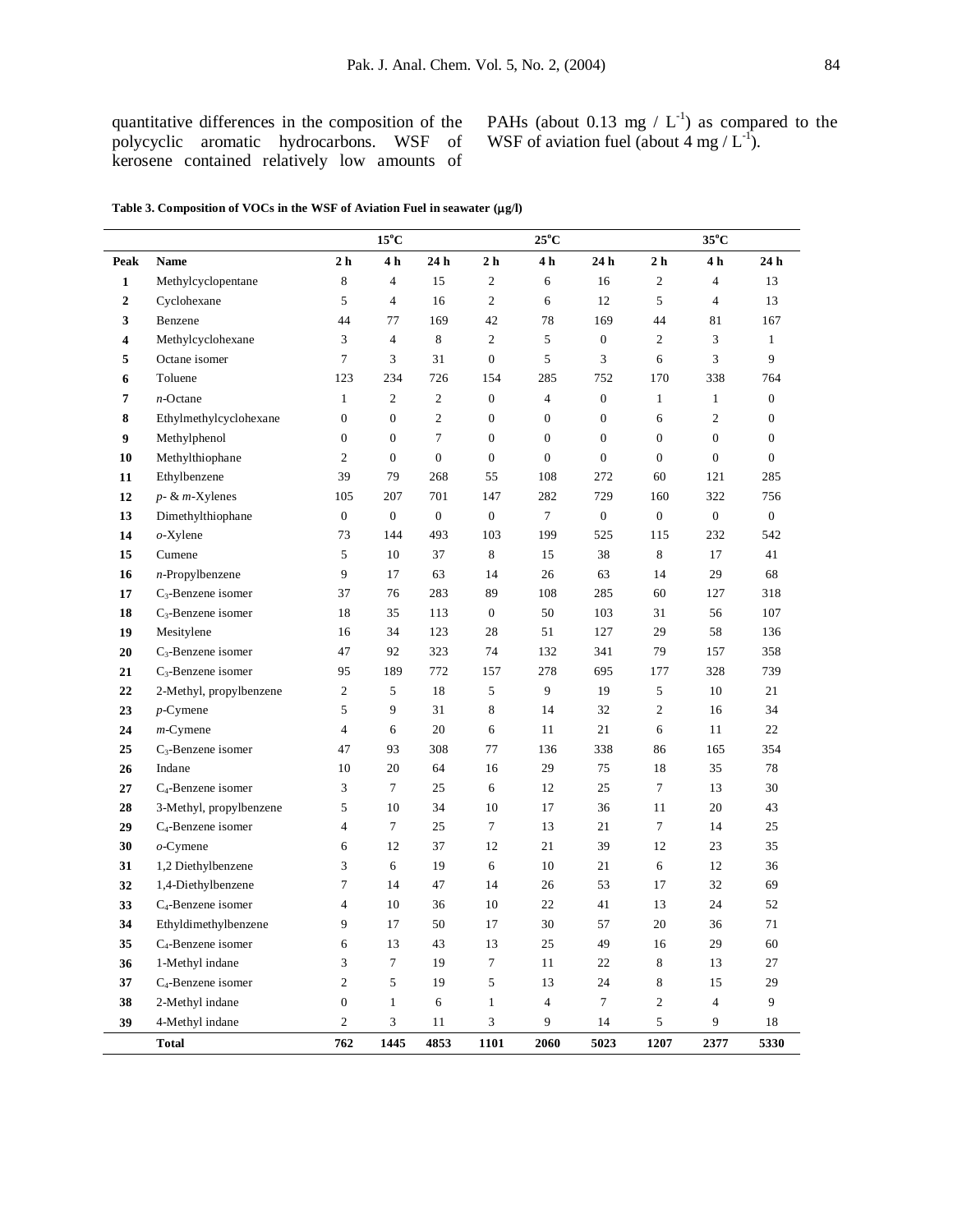quantitative differences in the composition of the polycyclic aromatic hydrocarbons. WSF of kerosene contained relatively low amounts of PAHs (about 0.13 mg / $L^{-1}$) as compared to the WSF of aviation fuel (about 4 mg / $L^{-1}$).

**Table 3. Composition of VOCs in the WSF of Aviation Fuel in seawater (μg/l)**

| | | 15°C | | | 25°C | | | 35°C | | |
|---|---|---|---|---|---|---|---|---|---|---|
| **Peak** | **Name** | **2 h** | **4 h** | **24 h** | **2 h** | **4 h** | **24 h** | **2 h** | **4 h** | **24 h** |
| **1** | Methylcyclopentane | 8 | 4 | 15 | 2 | 6 | 16 | 2 | 4 | 13 |
| **2** | Cyclohexane | 5 | 4 | 16 | 2 | 6 | 12 | 5 | 4 | 13 |
| **3** | Benzene | 44 | 77 | 169 | 42 | 78 | 169 | 44 | 81 | 167 |
| **4** | Methylcyclohexane | 3 | 4 | 8 | 2 | 5 | 0 | 2 | 3 | 1 |
| **5** | Octane isomer | 7 | 3 | 31 | 0 | 5 | 3 | 6 | 3 | 9 |
| **6** | Toluene | 123 | 234 | 726 | 154 | 285 | 752 | 170 | 338 | 764 |
| **7** | *n*-Octane | 1 | 2 | 2 | 0 | 4 | 0 | 1 | 1 | 0 |
| **8** | Ethylmethylcyclohexane | 0 | 0 | 2 | 0 | 0 | 0 | 6 | 2 | 0 |
| **9** | Methylphenol | 0 | 0 | 7 | 0 | 0 | 0 | 0 | 0 | 0 |
| **10** | Methylthiophane | 2 | 0 | 0 | 0 | 0 | 0 | 0 | 0 | 0 |
| **11** | Ethylbenzene | 39 | 79 | 268 | 55 | 108 | 272 | 60 | 121 | 285 |
| **12** | *p*- & *m*-Xylenes | 105 | 207 | 701 | 147 | 282 | 729 | 160 | 322 | 756 |
| **13** | Dimethylthiophane | 0 | 0 | 0 | 0 | 7 | 0 | 0 | 0 | 0 |
| **14** | *o*-Xylene | 73 | 144 | 493 | 103 | 199 | 525 | 115 | 232 | 542 |
| **15** | Cumene | 5 | 10 | 37 | 8 | 15 | 38 | 8 | 17 | 41 |
| **16** | *n*-Propylbenzene | 9 | 17 | 63 | 14 | 26 | 63 | 14 | 29 | 68 |
| **17** | $C_3$-Benzene isomer | 37 | 76 | 283 | 89 | 108 | 285 | 60 | 127 | 318 |
| **18** | $C_3$-Benzene isomer | 18 | 35 | 113 | 0 | 50 | 103 | 31 | 56 | 107 |
| **19** | Mesitylene | 16 | 34 | 123 | 28 | 51 | 127 | 29 | 58 | 136 |
| **20** | $C_3$-Benzene isomer | 47 | 92 | 323 | 74 | 132 | 341 | 79 | 157 | 358 |
| **21** | $C_3$-Benzene isomer | 95 | 189 | 772 | 157 | 278 | 695 | 177 | 328 | 739 |
| **22** | 2-Methyl, propylbenzene | 2 | 5 | 18 | 5 | 9 | 19 | 5 | 10 | 21 |
| **23** | *p*-Cymene | 5 | 9 | 31 | 8 | 14 | 32 | 2 | 16 | 34 |
| **24** | *m*-Cymene | 4 | 6 | 20 | 6 | 11 | 21 | 6 | 11 | 22 |
| **25** | $C_3$-Benzene isomer | 47 | 93 | 308 | 77 | 136 | 338 | 86 | 165 | 354 |
| **26** | Indane | 10 | 20 | 64 | 16 | 29 | 75 | 18 | 35 | 78 |
| **27** | $C_4$-Benzene isomer | 3 | 7 | 25 | 6 | 12 | 25 | 7 | 13 | 30 |
| **28** | 3-Methyl, propylbenzene | 5 | 10 | 34 | 10 | 17 | 36 | 11 | 20 | 43 |
| **29** | $C_4$-Benzene isomer | 4 | 7 | 25 | 7 | 13 | 21 | 7 | 14 | 25 |
| **30** | *o*-Cymene | 6 | 12 | 37 | 12 | 21 | 39 | 12 | 23 | 35 |
| **31** | 1,2 Diethylbenzene | 3 | 6 | 19 | 6 | 10 | 21 | 6 | 12 | 36 |
| **32** | 1,4-Diethylbenzene | 7 | 14 | 47 | 14 | 26 | 53 | 17 | 32 | 69 |
| **33** | $C_4$-Benzene isomer | 4 | 10 | 36 | 10 | 22 | 41 | 13 | 24 | 52 |
| **34** | Ethyldimethylbenzene | 9 | 17 | 50 | 17 | 30 | 57 | 20 | 36 | 71 |
| **35** | $C_4$-Benzene isomer | 6 | 13 | 43 | 13 | 25 | 49 | 16 | 29 | 60 |
| **36** | 1-Methyl indane | 3 | 7 | 19 | 7 | 11 | 22 | 8 | 13 | 27 |
| **37** | $C_4$-Benzene isomer | 2 | 5 | 19 | 5 | 13 | 24 | 8 | 15 | 29 |
| **38** | 2-Methyl indane | 0 | 1 | 6 | 1 | 4 | 7 | 2 | 4 | 9 |
| **39** | 4-Methyl indane | 2 | 3 | 11 | 3 | 9 | 14 | 5 | 9 | 18 |
| | **Total** | **762** | **1445** | **4853** | **1101** | **2060** | **5023** | **1207** | **2377** | **5330** |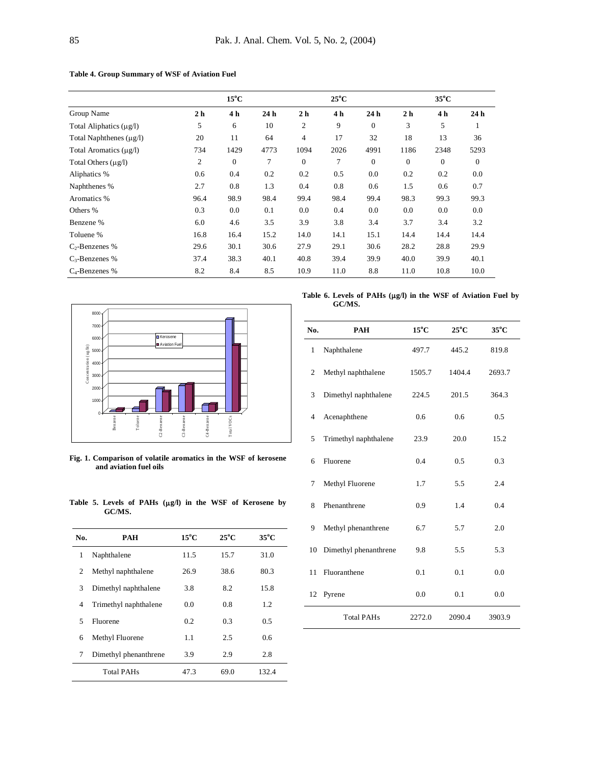**Table 4. Group Summary of WSF of Aviation Fuel**

| | 15°C | | | 25°C | | | 35°C | | |
|---|---|---|---|---|---|---|---|---|---|
| Group Name | 2 h | 4 h | 24 h | 2 h | 4 h | 24 h | 2 h | 4 h | 24 h |
| Total Aliphatics (μg/l) | 5 | 6 | 10 | 2 | 9 | 0 | 3 | 5 | 1 |
| Total Naphthenes (μg/l) | 20 | 11 | 64 | 4 | 17 | 32 | 18 | 13 | 36 |
| Total Aromatics (μg/l) | 734 | 1429 | 4773 | 1094 | 2026 | 4991 | 1186 | 2348 | 5293 |
| Total Others (μg/l) | 2 | 0 | 7 | 0 | 7 | 0 | 0 | 0 | 0 |
| Aliphatics % | 0.6 | 0.4 | 0.2 | 0.2 | 0.5 | 0.0 | 0.2 | 0.2 | 0.0 |
| Naphthenes % | 2.7 | 0.8 | 1.3 | 0.4 | 0.8 | 0.6 | 1.5 | 0.6 | 0.7 |
| Aromatics % | 96.4 | 98.9 | 98.4 | 99.4 | 98.4 | 99.4 | 98.3 | 99.3 | 99.3 |
| Others % | 0.3 | 0.0 | 0.1 | 0.0 | 0.4 | 0.0 | 0.0 | 0.0 | 0.0 |
| Benzene % | 6.0 | 4.6 | 3.5 | 3.9 | 3.8 | 3.4 | 3.7 | 3.4 | 3.2 |
| Toluene % | 16.8 | 16.4 | 15.2 | 14.0 | 14.1 | 15.1 | 14.4 | 14.4 | 14.4 |
| $C_2$-Benzenes % | 29.6 | 30.1 | 30.6 | 27.9 | 29.1 | 30.6 | 28.2 | 28.8 | 29.9 |
| $C_3$-Benzenes % | 37.4 | 38.3 | 40.1 | 40.8 | 39.4 | 39.9 | 40.0 | 39.9 | 40.1 |
| $C_4$-Benzenes % | 8.2 | 8.4 | 8.5 | 10.9 | 11.0 | 8.8 | 11.0 | 10.8 | 10.0 |

**Fig. 1. Comparison of volatile aromatics in the WSF of kerosene and aviation fuel oils**

**Table 5. Levels of PAHs (μg/l) in the WSF of Kerosene by GC/MS.**

| No. | PAH | 15°C | 25°C | 35°C |
|---|---|---|---|---|
| 1 | Naphthalene | 11.5 | 15.7 | 31.0 |
| 2 | Methyl naphthalene | 26.9 | 38.6 | 80.3 |
| 3 | Dimethyl naphthalene | 3.8 | 8.2 | 15.8 |
| 4 | Trimethyl naphthalene | 0.0 | 0.8 | 1.2 |
| 5 | Fluorene | 0.2 | 0.3 | 0.5 |
| 6 | Methyl Fluorene | 1.1 | 2.5 | 0.6 |
| 7 | Dimethyl phenanthrene | 3.9 | 2.9 | 2.8 |
| | Total PAHs | 47.3 | 69.0 | 132.4 |

**Table 6. Levels of PAHs (μg/l) in the WSF of Aviation Fuel by GC/MS.**

| No. | PAH | 15°C | 25°C | 35°C |
|---|---|---|---|---|
| 1 | Naphthalene | 497.7 | 445.2 | 819.8 |
| 2 | Methyl naphthalene | 1505.7 | 1404.4 | 2693.7 |
| 3 | Dimethyl naphthalene | 224.5 | 201.5 | 364.3 |
| 4 | Acenaphthene | 0.6 | 0.6 | 0.5 |
| 5 | Trimethyl naphthalene | 23.9 | 20.0 | 15.2 |
| 6 | Fluorene | 0.4 | 0.5 | 0.3 |
| 7 | Methyl Fluorene | 1.7 | 5.5 | 2.4 |
| 8 | Phenanthrene | 0.9 | 1.4 | 0.4 |
| 9 | Methyl phenanthrene | 6.7 | 5.7 | 2.0 |
| 10 | Dimethyl phenanthrene | 9.8 | 5.5 | 5.3 |
| 11 | Fluoranthene | 0.1 | 0.1 | 0.0 |
| 12 | Pyrene | 0.0 | 0.1 | 0.0 |
| | Total PAHs | 2272.0 | 2090.4 | 3903.9 |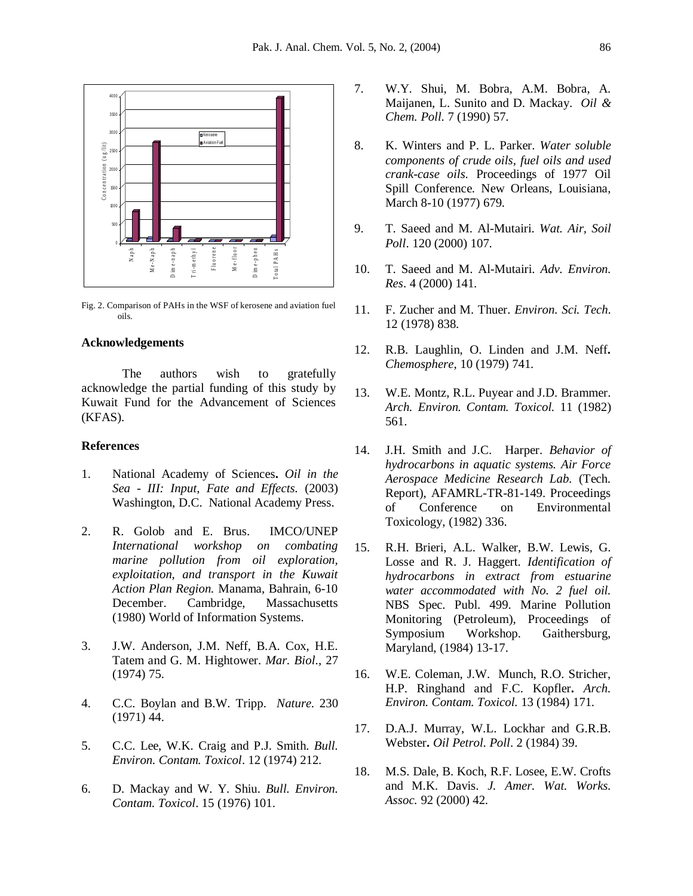Fig. 2. Comparison of PAHs in the WSF of kerosene and aviation fuel oils.

## Acknowledgements

The authors wish to gratefully acknowledge the partial funding of this study by Kuwait Fund for the Advancement of Sciences (KFAS).

## References

1. National Academy of Sciences**.** *Oil in the Sea - III: Input, Fate and Effects.* (2003) Washington, D.C. National Academy Press.

2. R. Golob and E. Brus. IMCO/UNEP *International workshop on combating marine pollution from oil exploration, exploitation, and transport in the Kuwait Action Plan Region.* Manama, Bahrain, 6-10 December. Cambridge, Massachusetts (1980) World of Information Systems.

3. J.W. Anderson, J.M. Neff, B.A. Cox, H.E. Tatem and G. M. Hightower. *Mar. Biol*., 27 (1974) 75.

4. C.C. Boylan and B.W. Tripp. *Nature.* 230 (1971) 44.

5. C.C. Lee, W.K. Craig and P.J. Smith. *Bull. Environ. Contam. Toxicol*. 12 (1974) 212.

6. D. Mackay and W. Y. Shiu. *Bull. Environ. Contam. Toxicol*. 15 (1976) 101.

7. W.Y. Shui, M. Bobra, A.M. Bobra, A. Maijanen, L. Sunito and D. Mackay. *Oil & Chem. Poll.* 7 (1990) 57.

8. K. Winters and P. L. Parker. *Water soluble components of crude oils, fuel oils and used crank-case oils.* Proceedings of 1977 Oil Spill Conference. New Orleans, Louisiana, March 8-10 (1977) 679.

9. T. Saeed and M. Al-Mutairi. *Wat. Air, Soil Poll*. 120 (2000) 107.

10. T. Saeed and M. Al-Mutairi. *Adv. Environ. Res*. 4 (2000) 141.

11. F. Zucher and M. Thuer. *Environ. Sci. Tech.* 12 (1978) 838.

12. R.B. Laughlin, O. Linden and J.M. Neff**.** *Chemosphere,* 10 (1979) 741.

13. W.E. Montz, R.L. Puyear and J.D. Brammer. *Arch. Environ. Contam. Toxicol.* 11 (1982) 561.

14. J.H. Smith and J.C. Harper. *Behavior of hydrocarbons in aquatic systems. Air Force Aerospace Medicine Research Lab.* (Tech. Report), AFAMRL-TR-81-149. Proceedings of Conference on Environmental Toxicology, (1982) 336.

15. R.H. Brieri, A.L. Walker, B.W. Lewis, G. Losse and R. J. Haggert. *Identification of hydrocarbons in extract from estuarine water accommodated with No. 2 fuel oil.* NBS Spec. Publ. 499. Marine Pollution Monitoring (Petroleum), Proceedings of Symposium Workshop. Gaithersburg, Maryland, (1984) 13-17.

16. W.E. Coleman, J.W. Munch, R.O. Stricher, H.P. Ringhand and F.C. Kopfler**.** *Arch. Environ. Contam. Toxicol.* 13 (1984) 171.

17. D.A.J. Murray, W.L. Lockhar and G.R.B. Webster**.** *Oil Petrol. Poll*. 2 (1984) 39.

18. M.S. Dale, B. Koch, R.F. Losee, E.W. Crofts and M.K. Davis. *J. Amer. Wat. Works. Assoc.* 92 (2000) 42.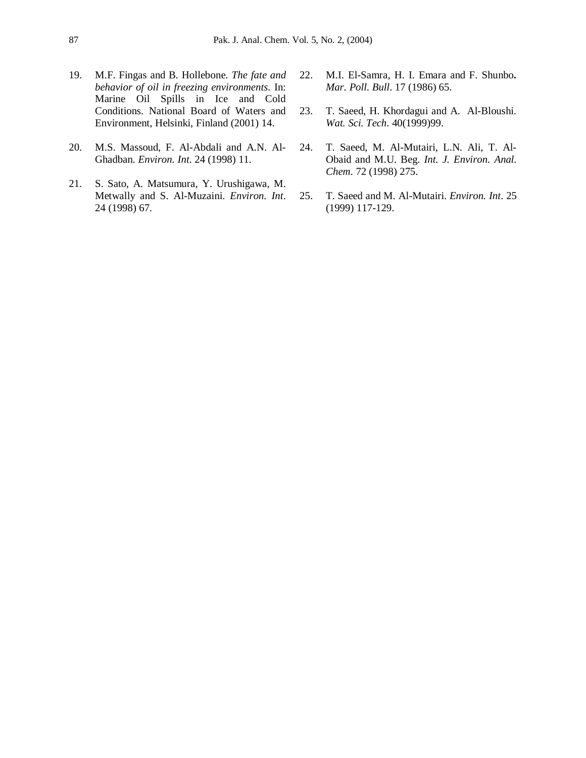19. M.F. Fingas and B. Hollebone. *The fate and behavior of oil in freezing environments.* In: Marine Oil Spills in Ice and Cold Conditions. National Board of Waters and Environment, Helsinki, Finland (2001) 14.

20. M.S. Massoud, F. Al-Abdali and A.N. Al-Ghadban. *Environ. Int*. 24 (1998) 11.

21. S. Sato, A. Matsumura, Y. Urushigawa, M. Metwally and S. Al-Muzaini. *Environ. Int*. 24 (1998) 67.

22. M.I. El-Samra, H. I. Emara and F. Shunbo**.** *Mar. Poll. Bull*. 17 (1986) 65.

23. T. Saeed, H. Khordagui and A. Al-Bloushi. *Wat. Sci. Tech*. 40(1999)99.

24. T. Saeed, M. Al-Mutairi, L.N. Ali, T. Al-Obaid and M.U. Beg. *Int. J. Environ. Anal. Chem*. 72 (1998) 275.

25. T. Saeed and M. Al-Mutairi. *Environ. Int*. 25 (1999) 117-129.